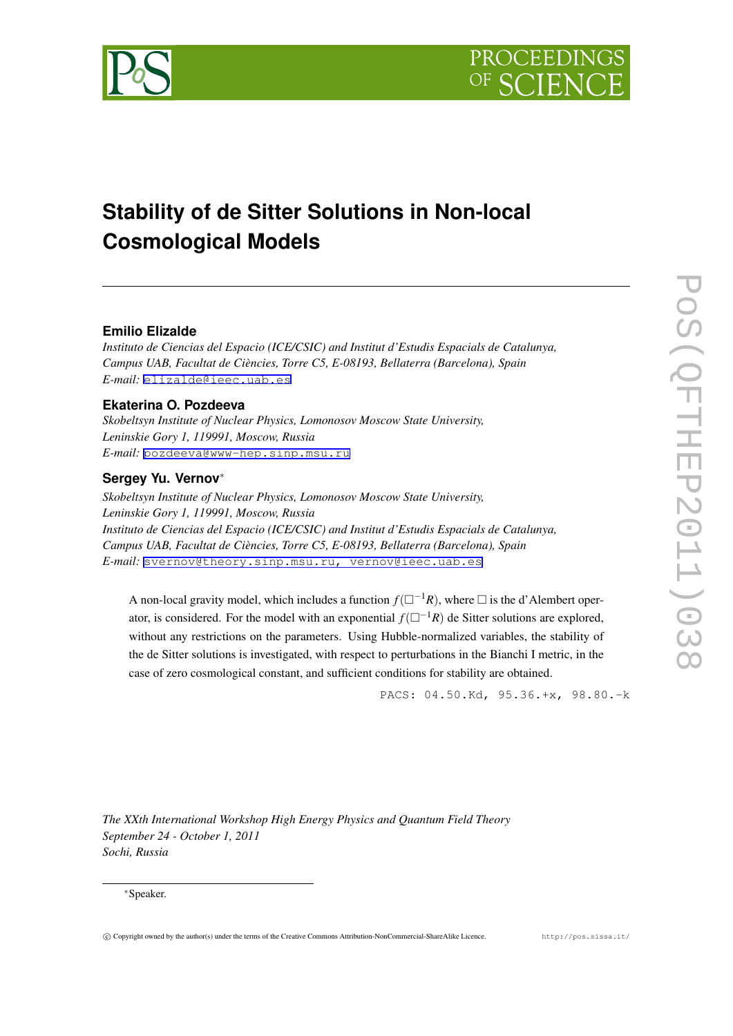# Stability of de Sitter Solutions in Non-local Cosmological Models

**Emilio Elizalde**

*Instituto de Ciencias del Espacio (ICE/CSIC) and Institut d'Estudis Espacials de Catalunya, Campus UAB, Facultat de Ciències, Torre C5, E-08193, Bellaterra (Barcelona), Spain*
*E-mail:* elizalde@ieec.uab.es

**Ekaterina O. Pozdeeva**

*Skobeltsyn Institute of Nuclear Physics, Lomonosov Moscow State University, Leninskie Gory 1, 119991, Moscow, Russia*
*E-mail:* pozdeeva@www-hep.sinp.msu.ru

**Sergey Yu. Vernov***

*Skobeltsyn Institute of Nuclear Physics, Lomonosov Moscow State University, Leninskie Gory 1, 119991, Moscow, Russia*
*Instituto de Ciencias del Espacio (ICE/CSIC) and Institut d'Estudis Espacials de Catalunya, Campus UAB, Facultat de Ciències, Torre C5, E-08193, Bellaterra (Barcelona), Spain*
*E-mail:* svernov@theory.sinp.msu.ru, vernov@ieec.uab.es

A non-local gravity model, which includes a function $f(\Box^{-1}R)$, where $\Box$ is the d'Alembert operator, is considered. For the model with an exponential $f(\Box^{-1}R)$ de Sitter solutions are explored, without any restrictions on the parameters. Using Hubble-normalized variables, the stability of the de Sitter solutions is investigated, with respect to perturbations in the Bianchi I metric, in the case of zero cosmological constant, and sufficient conditions for stability are obtained.

PACS: 04.50.Kd, 95.36.+x, 98.80.-k

*The XXth International Workshop High Energy Physics and Quantum Field Theory*
*September 24 - October 1, 2011*
*Sochi, Russia*

*Speaker.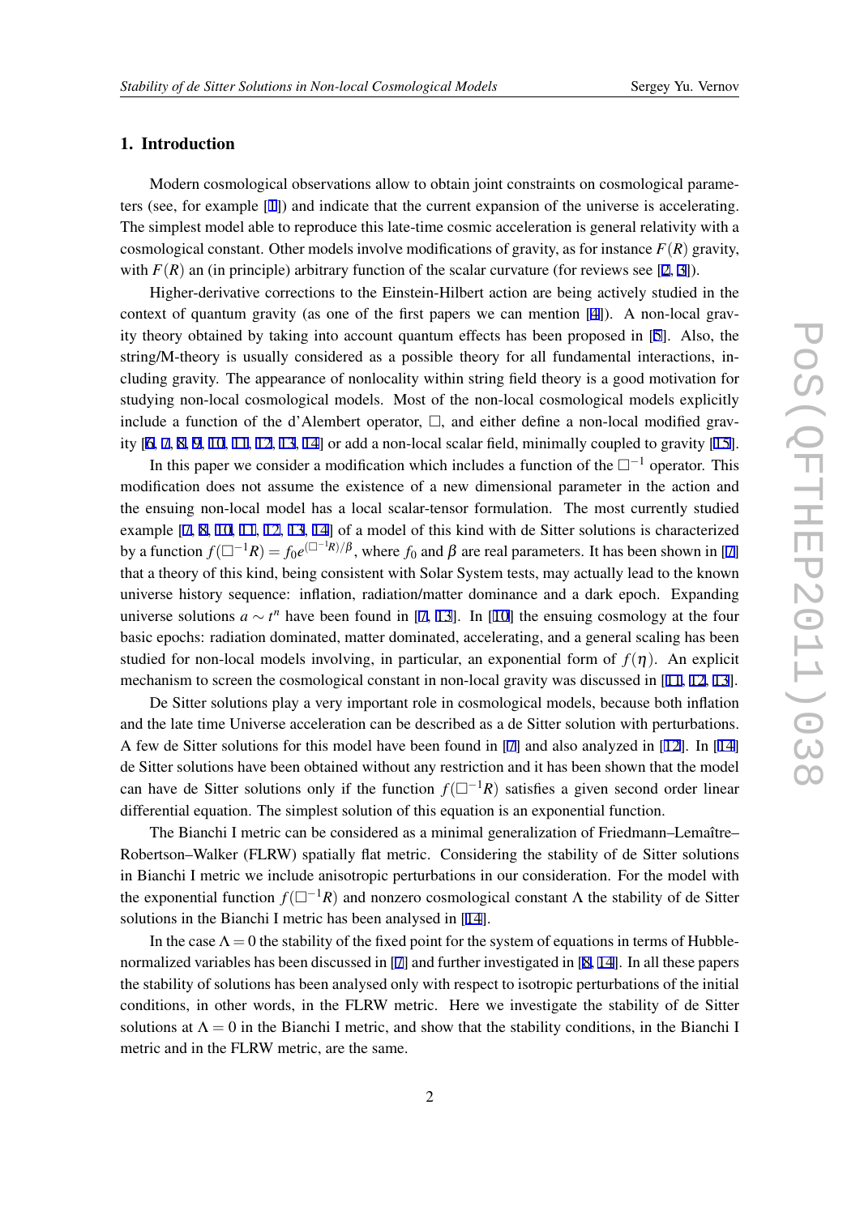## 1. Introduction

Modern cosmological observations allow to obtain joint constraints on cosmological parameters (see, for example [1]) and indicate that the current expansion of the universe is accelerating. The simplest model able to reproduce this late-time cosmic acceleration is general relativity with a cosmological constant. Other models involve modifications of gravity, as for instance $F(R)$ gravity, with $F(R)$ an (in principle) arbitrary function of the scalar curvature (for reviews see [2, 3]).

Higher-derivative corrections to the Einstein-Hilbert action are being actively studied in the context of quantum gravity (as one of the first papers we can mention [4]). A non-local gravity theory obtained by taking into account quantum effects has been proposed in [5]. Also, the string/M-theory is usually considered as a possible theory for all fundamental interactions, including gravity. The appearance of nonlocality within string field theory is a good motivation for studying non-local cosmological models. Most of the non-local cosmological models explicitly include a function of the d'Alembert operator, $\Box$, and either define a non-local modified gravity [6, 7, 8, 9, 10, 11, 12, 13, 14] or add a non-local scalar field, minimally coupled to gravity [15].

In this paper we consider a modification which includes a function of the $\Box^{-1}$ operator. This modification does not assume the existence of a new dimensional parameter in the action and the ensuing non-local model has a local scalar-tensor formulation. The most currently studied example [7, 8, 10, 11, 12, 13, 14] of a model of this kind with de Sitter solutions is characterized by a function $f(\Box^{-1}R) = f_0 e^{(\Box^{-1}R)/\beta}$, where $f_0$ and $\beta$ are real parameters. It has been shown in [7] that a theory of this kind, being consistent with Solar System tests, may actually lead to the known universe history sequence: inflation, radiation/matter dominance and a dark epoch. Expanding universe solutions $a \sim t^n$ have been found in [7, 13]. In [10] the ensuing cosmology at the four basic epochs: radiation dominated, matter dominated, accelerating, and a general scaling has been studied for non-local models involving, in particular, an exponential form of $f(\eta)$. An explicit mechanism to screen the cosmological constant in non-local gravity was discussed in [11, 12, 13].

De Sitter solutions play a very important role in cosmological models, because both inflation and the late time Universe acceleration can be described as a de Sitter solution with perturbations. A few de Sitter solutions for this model have been found in [7] and also analyzed in [12]. In [14] de Sitter solutions have been obtained without any restriction and it has been shown that the model can have de Sitter solutions only if the function $f(\Box^{-1}R)$ satisfies a given second order linear differential equation. The simplest solution of this equation is an exponential function.

The Bianchi I metric can be considered as a minimal generalization of Friedmann–Lemaître–Robertson–Walker (FLRW) spatially flat metric. Considering the stability of de Sitter solutions in Bianchi I metric we include anisotropic perturbations in our consideration. For the model with the exponential function $f(\Box^{-1}R)$ and nonzero cosmological constant $\Lambda$ the stability of de Sitter solutions in the Bianchi I metric has been analysed in [14].

In the case $\Lambda = 0$ the stability of the fixed point for the system of equations in terms of Hubble-normalized variables has been discussed in [7] and further investigated in [8, 14]. In all these papers the stability of solutions has been analysed only with respect to isotropic perturbations of the initial conditions, in other words, in the FLRW metric. Here we investigate the stability of de Sitter solutions at $\Lambda = 0$ in the Bianchi I metric, and show that the stability conditions, in the Bianchi I metric and in the FLRW metric, are the same.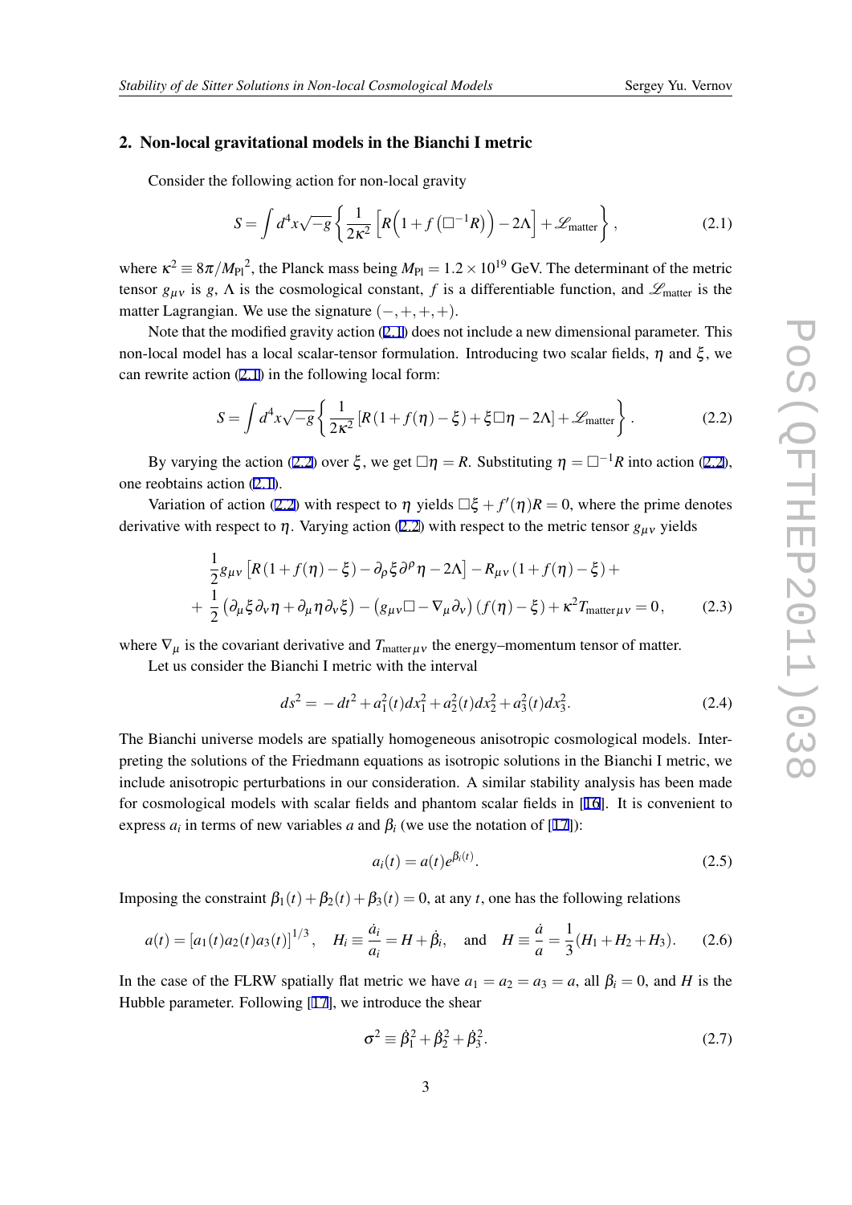## 2. Non-local gravitational models in the Bianchi I metric

Consider the following action for non-local gravity

$$S=\int d^4x\sqrt{-g}\left\{\frac{1}{2\kappa^2}\left[R\Big(1+f\left(\Box^{-1}R\right)\Big)-2\Lambda\right]+\mathscr{L}_{\mathrm{matter}}\right\}, \tag{2.1}$$

where $\kappa^2\equiv 8\pi/{M_{\mathrm{Pl}}}^2$, the Planck mass being $M_{\mathrm{Pl}}=1.2\times 10^{19}$ GeV. The determinant of the metric tensor $g_{\mu\nu}$ is $g$, $\Lambda$ is the cosmological constant, $f$ is a differentiable function, and $\mathscr{L}_{\mathrm{matter}}$ is the matter Lagrangian. We use the signature $(-,+,+,+)$.

Note that the modified gravity action (2.1) does not include a new dimensional parameter. This non-local model has a local scalar-tensor formulation. Introducing two scalar fields, $\eta$ and $\xi$, we can rewrite action (2.1) in the following local form:

$$S=\int d^4x\sqrt{-g}\left\{\frac{1}{2\kappa^2}\left[R\left(1+f(\eta)-\xi\right)+\xi\Box\eta-2\Lambda\right]+\mathscr{L}_{\mathrm{matter}}\right\}. \tag{2.2}$$

By varying the action (2.2) over $\xi$, we get $\Box\eta=R$. Substituting $\eta=\Box^{-1}R$ into action (2.2), one reobtains action (2.1).

Variation of action (2.2) with respect to $\eta$ yields $\Box\xi+f'(\eta)R=0$, where the prime denotes derivative with respect to $\eta$. Varying action (2.2) with respect to the metric tensor $g_{\mu\nu}$ yields

$$\begin{aligned}&\frac{1}{2}g_{\mu\nu}\left[R\left(1+f(\eta)-\xi\right)-\partial_\rho\xi\partial^\rho\eta-2\Lambda\right]-R_{\mu\nu}\left(1+f(\eta)-\xi\right)+\\&+\frac{1}{2}\left(\partial_\mu\xi\partial_\nu\eta+\partial_\mu\eta\partial_\nu\xi\right)-\left(g_{\mu\nu}\Box-\nabla_\mu\partial_\nu\right)\left(f(\eta)-\xi\right)+\kappa^2 T_{\mathrm{matter}\,\mu\nu}=0,\end{aligned} \tag{2.3}$$

where $\nabla_\mu$ is the covariant derivative and $T_{\mathrm{matter}\,\mu\nu}$ the energy–momentum tensor of matter.

Let us consider the Bianchi I metric with the interval

$$ds^2=-dt^2+a_1^2(t)dx_1^2+a_2^2(t)dx_2^2+a_3^2(t)dx_3^2. \tag{2.4}$$

The Bianchi universe models are spatially homogeneous anisotropic cosmological models. Interpreting the solutions of the Friedmann equations as isotropic solutions in the Bianchi I metric, we include anisotropic perturbations in our consideration. A similar stability analysis has been made for cosmological models with scalar fields and phantom scalar fields in [16]. It is convenient to express $a_i$ in terms of new variables $a$ and $\beta_i$ (we use the notation of [17]):

$$a_i(t)=a(t)e^{\beta_i(t)}. \tag{2.5}$$

Imposing the constraint $\beta_1(t)+\beta_2(t)+\beta_3(t)=0$, at any $t$, one has the following relations

$$a(t)=\left[a_1(t)a_2(t)a_3(t)\right]^{1/3},\quad H_i\equiv\frac{\dot{a}_i}{a_i}=H+\dot{\beta}_i,\quad\text{and}\quad H\equiv\frac{\dot{a}}{a}=\frac{1}{3}(H_1+H_2+H_3). \tag{2.6}$$

In the case of the FLRW spatially flat metric we have $a_1=a_2=a_3=a$, all $\beta_i=0$, and $H$ is the Hubble parameter. Following [17], we introduce the shear

$$\sigma^2\equiv\dot{\beta}_1^2+\dot{\beta}_2^2+\dot{\beta}_3^2. \tag{2.7}$$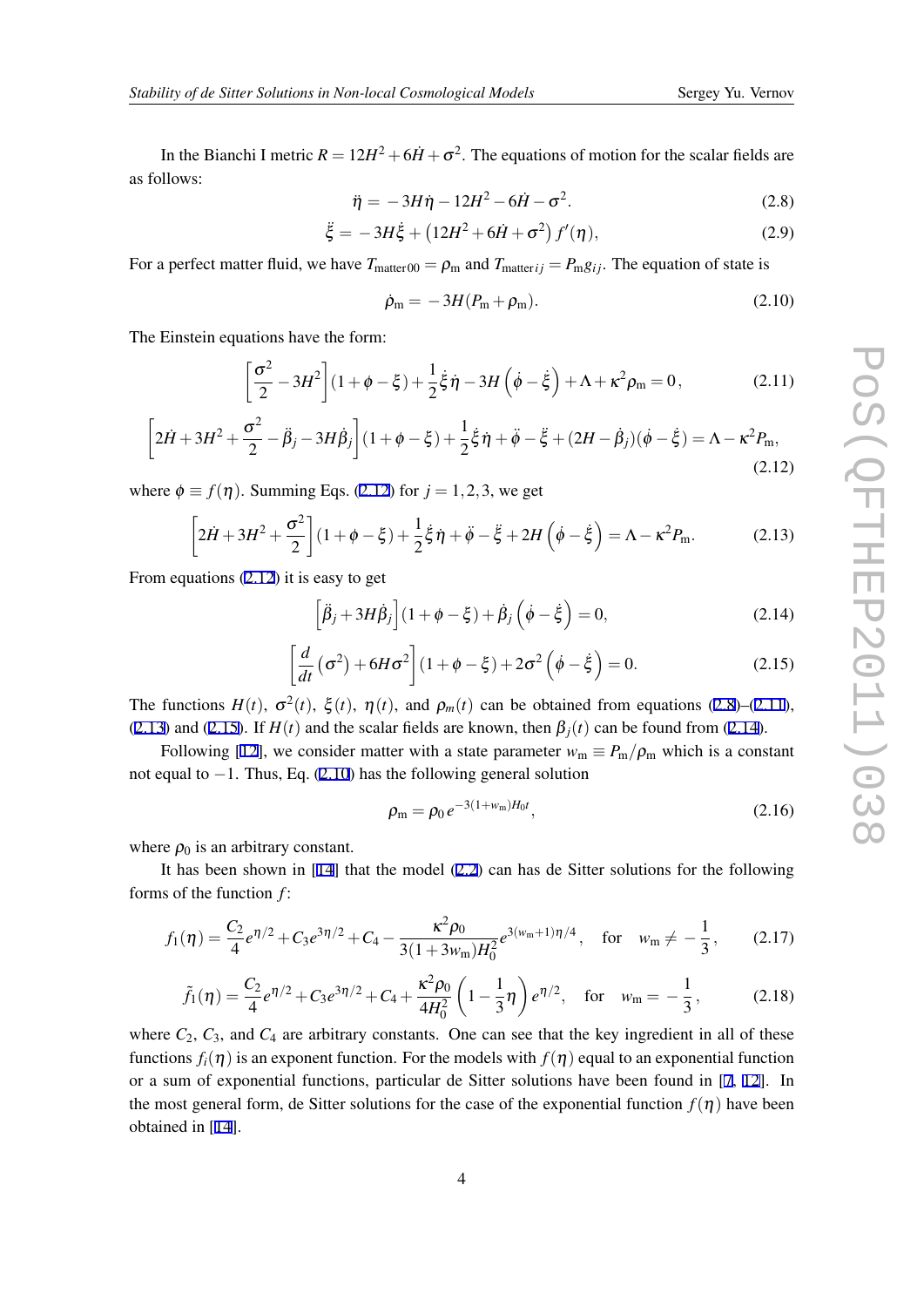In the Bianchi I metric $R = 12H^2 + 6\dot{H} + \sigma^2$. The equations of motion for the scalar fields are as follows:

$$\ddot{\eta} = -3H\dot{\eta} - 12H^2 - 6\dot{H} - \sigma^2. \tag{2.8}$$

$$\ddot{\xi} = -3H\dot{\xi} + \left(12H^2 + 6\dot{H} + \sigma^2\right) f'(\eta), \tag{2.9}$$

For a perfect matter fluid, we have $T_{\mathrm{matter}\,00} = \rho_{\mathrm{m}}$ and $T_{\mathrm{matter}\,ij} = P_{\mathrm{m}} g_{ij}$. The equation of state is

$$\dot{\rho}_{\mathrm{m}} = -3H(P_{\mathrm{m}} + \rho_{\mathrm{m}}). \tag{2.10}$$

The Einstein equations have the form:

$$\left[\frac{\sigma^2}{2} - 3H^2\right](1 + \phi - \xi) + \frac{1}{2}\dot{\xi}\dot{\eta} - 3H\left(\dot{\phi} - \dot{\xi}\right) + \Lambda + \kappa^2\rho_{\mathrm{m}} = 0, \tag{2.11}$$

$$\left[2\dot{H} + 3H^2 + \frac{\sigma^2}{2} - \ddot{\beta}_j - 3H\dot{\beta}_j\right](1 + \phi - \xi) + \frac{1}{2}\dot{\xi}\dot{\eta} + \ddot{\phi} - \ddot{\xi} + (2H - \dot{\beta}_j)(\dot{\phi} - \dot{\xi}) = \Lambda - \kappa^2 P_{\mathrm{m}}, \tag{2.12}$$

where $\phi \equiv f(\eta)$. Summing Eqs. (2.12) for $j = 1, 2, 3$, we get

$$\left[2\dot{H} + 3H^2 + \frac{\sigma^2}{2}\right](1 + \phi - \xi) + \frac{1}{2}\dot{\xi}\dot{\eta} + \ddot{\phi} - \ddot{\xi} + 2H\left(\dot{\phi} - \dot{\xi}\right) = \Lambda - \kappa^2 P_{\mathrm{m}}. \tag{2.13}$$

From equations (2.12) it is easy to get

$$\left[\ddot{\beta}_j + 3H\dot{\beta}_j\right](1 + \phi - \xi) + \dot{\beta}_j\left(\dot{\phi} - \dot{\xi}\right) = 0, \tag{2.14}$$

$$\left[\frac{d}{dt}\left(\sigma^2\right) + 6H\sigma^2\right](1 + \phi - \xi) + 2\sigma^2\left(\dot{\phi} - \dot{\xi}\right) = 0. \tag{2.15}$$

The functions $H(t)$, $\sigma^2(t)$, $\xi(t)$, $\eta(t)$, and $\rho_m(t)$ can be obtained from equations (2.8)–(2.11), (2.13) and (2.15). If $H(t)$ and the scalar fields are known, then $\beta_j(t)$ can be found from (2.14).

Following [12], we consider matter with a state parameter $w_{\mathrm{m}} \equiv P_{\mathrm{m}}/\rho_{\mathrm{m}}$ which is a constant not equal to $-1$. Thus, Eq. (2.10) has the following general solution

$$\rho_{\mathrm{m}} = \rho_0\, e^{-3(1+w_{\mathrm{m}})H_0 t}, \tag{2.16}$$

where $\rho_0$ is an arbitrary constant.

It has been shown in [14] that the model (2.2) can has de Sitter solutions for the following forms of the function $f$:

$$f_1(\eta) = \frac{C_2}{4}e^{\eta/2} + C_3 e^{3\eta/2} + C_4 - \frac{\kappa^2\rho_0}{3(1+3w_{\mathrm{m}})H_0^2}e^{3(w_{\mathrm{m}}+1)\eta/4}, \quad \text{for} \quad w_{\mathrm{m}} \neq -\frac{1}{3}, \tag{2.17}$$

$$\tilde{f}_1(\eta) = \frac{C_2}{4}e^{\eta/2} + C_3 e^{3\eta/2} + C_4 + \frac{\kappa^2\rho_0}{4H_0^2}\left(1 - \frac{1}{3}\eta\right)e^{\eta/2}, \quad \text{for} \quad w_{\mathrm{m}} = -\frac{1}{3}, \tag{2.18}$$

where $C_2$, $C_3$, and $C_4$ are arbitrary constants. One can see that the key ingredient in all of these functions $f_i(\eta)$ is an exponent function. For the models with $f(\eta)$ equal to an exponential function or a sum of exponential functions, particular de Sitter solutions have been found in [7, 12]. In the most general form, de Sitter solutions for the case of the exponential function $f(\eta)$ have been obtained in [14].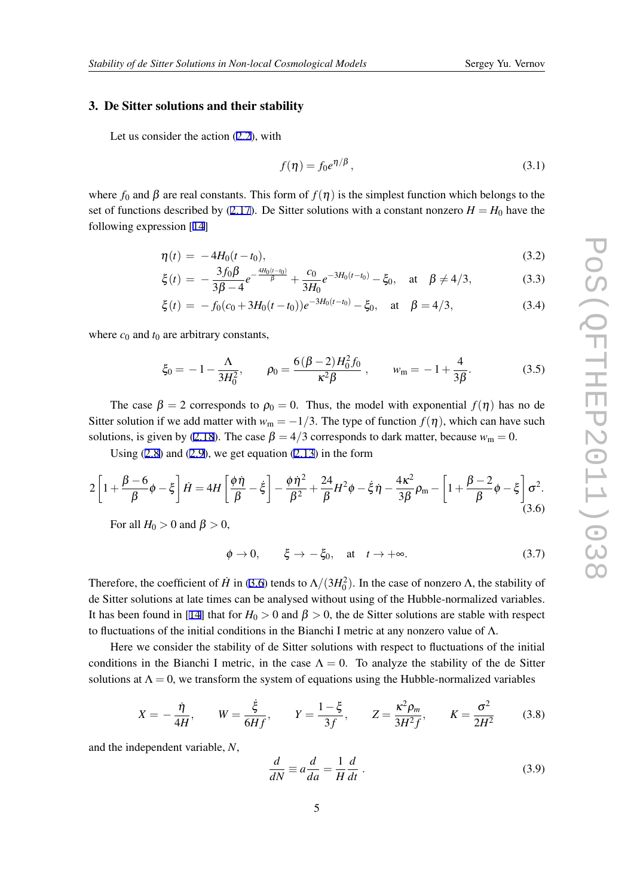## 3. De Sitter solutions and their stability

Let us consider the action (2.2), with

$$f(\eta) = f_0 e^{\eta/\beta}, \tag{3.1}$$

where $f_0$ and $\beta$ are real constants. This form of $f(\eta)$ is the simplest function which belongs to the set of functions described by (2.17). De Sitter solutions with a constant nonzero $H = H_0$ have the following expression [14]

$$\eta(t) = -4H_0(t-t_0), \tag{3.2}$$

$$\xi(t) = -\frac{3f_0\beta}{3\beta-4}e^{-\frac{4H_0(t-t_0)}{\beta}} + \frac{c_0}{3H_0}e^{-3H_0(t-t_0)} - \xi_0, \quad \text{at} \quad \beta \neq 4/3, \tag{3.3}$$

$$\xi(t) = -f_0(c_0 + 3H_0(t-t_0))e^{-3H_0(t-t_0)} - \xi_0, \quad \text{at} \quad \beta = 4/3, \tag{3.4}$$

where $c_0$ and $t_0$ are arbitrary constants,

$$\xi_0 = -1 - \frac{\Lambda}{3H_0^2}, \qquad \rho_0 = \frac{6(\beta-2)H_0^2 f_0}{\kappa^2\beta}, \qquad w_{\mathrm{m}} = -1 + \frac{4}{3\beta}. \tag{3.5}$$

The case $\beta = 2$ corresponds to $\rho_0 = 0$. Thus, the model with exponential $f(\eta)$ has no de Sitter solution if we add matter with $w_{\mathrm{m}} = -1/3$. The type of function $f(\eta)$, which can have such solutions, is given by (2.18). The case $\beta = 4/3$ corresponds to dark matter, because $w_{\mathrm{m}} = 0$.

Using (2.8) and (2.9), we get equation (2.13) in the form

$$2\left[1 + \frac{\beta-6}{\beta}\phi - \xi\right]\dot{H} = 4H\left[\frac{\phi\dot{\eta}}{\beta} - \dot{\xi}\right] - \frac{\phi\dot{\eta}^2}{\beta^2} + \frac{24}{\beta}H^2\phi - \dot{\xi}\dot{\eta} - \frac{4\kappa^2}{3\beta}\rho_{\mathrm{m}} - \left[1 + \frac{\beta-2}{\beta}\phi - \xi\right]\sigma^2. \tag{3.6}$$

For all $H_0 > 0$ and $\beta > 0$,

$$\phi \to 0, \qquad \xi \to -\xi_0, \quad \text{at} \quad t \to +\infty. \tag{3.7}$$

Therefore, the coefficient of $\dot{H}$ in (3.6) tends to $\Lambda/(3H_0^2)$. In the case of nonzero $\Lambda$, the stability of de Sitter solutions at late times can be analysed without using of the Hubble-normalized variables. It has been found in [14] that for $H_0 > 0$ and $\beta > 0$, the de Sitter solutions are stable with respect to fluctuations of the initial conditions in the Bianchi I metric at any nonzero value of $\Lambda$.

Here we consider the stability of de Sitter solutions with respect to fluctuations of the initial conditions in the Bianchi I metric, in the case $\Lambda = 0$. To analyze the stability of the de Sitter solutions at $\Lambda = 0$, we transform the system of equations using the Hubble-normalized variables

$$X = -\frac{\dot{\eta}}{4H}, \qquad W = \frac{\dot{\xi}}{6Hf}, \qquad Y = \frac{1-\xi}{3f}, \qquad Z = \frac{\kappa^2\rho_m}{3H^2 f}, \qquad K = \frac{\sigma^2}{2H^2} \tag{3.8}$$

and the independent variable, $N$,

$$\frac{d}{dN} \equiv a\frac{d}{da} = \frac{1}{H}\frac{d}{dt}. \tag{3.9}$$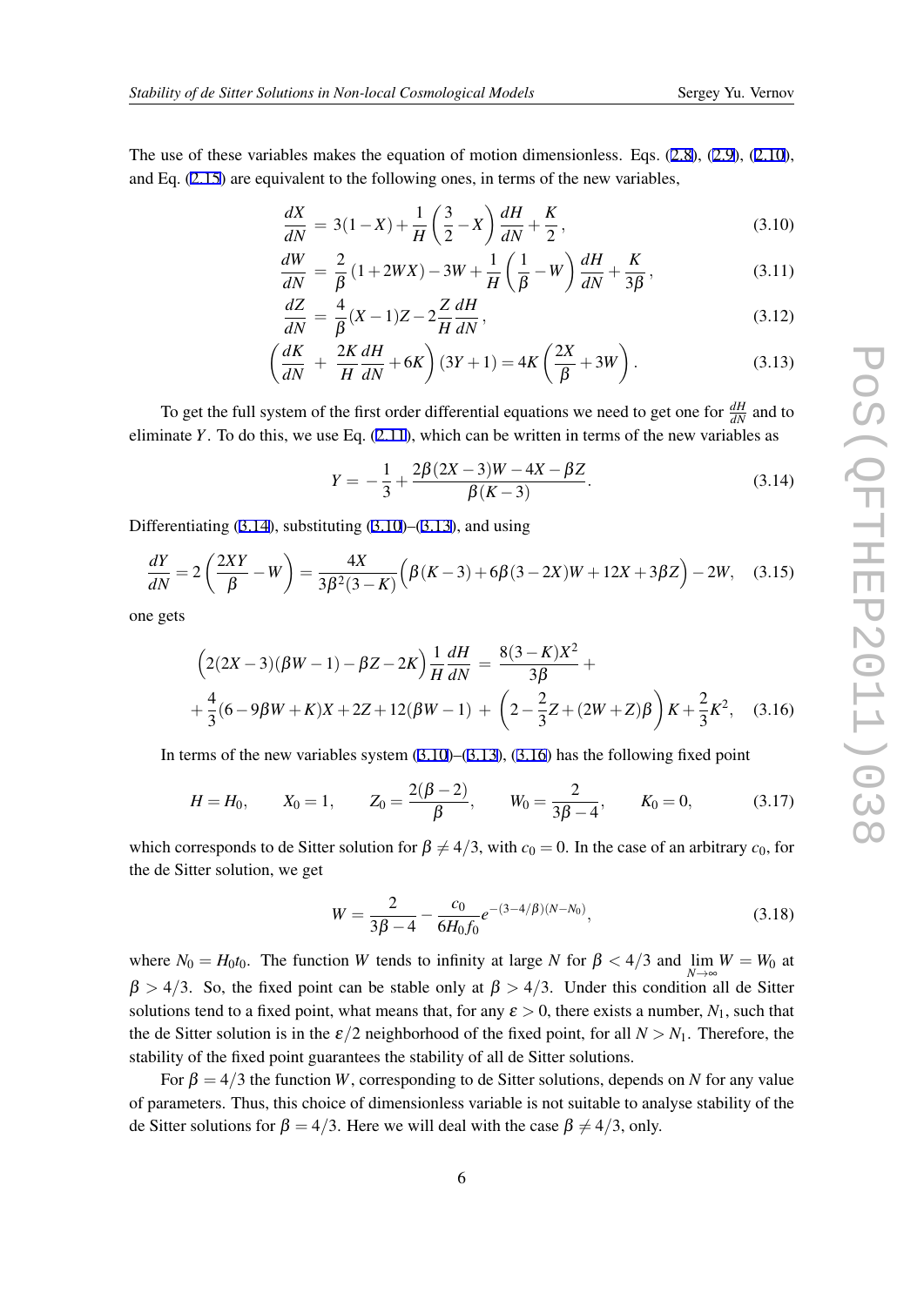The use of these variables makes the equation of motion dimensionless. Eqs. (2.8), (2.9), (2.10), and Eq. (2.15) are equivalent to the following ones, in terms of the new variables,

$$\frac{dX}{dN} = 3(1-X)+\frac{1}{H}\left(\frac{3}{2}-X\right)\frac{dH}{dN}+\frac{K}{2}, \tag{3.10}$$

$$\frac{dW}{dN} = \frac{2}{\beta}(1+2WX)-3W+\frac{1}{H}\left(\frac{1}{\beta}-W\right)\frac{dH}{dN}+\frac{K}{3\beta}, \tag{3.11}$$

$$\frac{dZ}{dN} = \frac{4}{\beta}(X-1)Z-2\frac{Z}{H}\frac{dH}{dN}, \tag{3.12}$$

$$\left(\frac{dK}{dN} + \frac{2K}{H}\frac{dH}{dN}+6K\right)(3Y+1) = 4K\left(\frac{2X}{\beta}+3W\right). \tag{3.13}$$

To get the full system of the first order differential equations we need to get one for $\frac{dH}{dN}$ and to eliminate $Y$. To do this, we use Eq. (2.11), which can be written in terms of the new variables as

$$Y = -\frac{1}{3}+\frac{2\beta(2X-3)W-4X-\beta Z}{\beta(K-3)}. \tag{3.14}$$

Differentiating (3.14), substituting (3.10)–(3.13), and using

$$\frac{dY}{dN} = 2\left(\frac{2XY}{\beta}-W\right) = \frac{4X}{3\beta^2(3-K)}\Big(\beta(K-3)+6\beta(3-2X)W+12X+3\beta Z\Big)-2W, \tag{3.15}$$

one gets

$$\begin{aligned}\Big(2(2X-3)(\beta W-1)-\beta Z-2K\Big)\frac{1}{H}\frac{dH}{dN} &= \frac{8(3-K)X^2}{3\beta}+\\ +\frac{4}{3}(6-9\beta W+K)X+2Z+12(\beta W-1) &+ \left(2-\frac{2}{3}Z+(2W+Z)\beta\right)K+\frac{2}{3}K^2,\end{aligned} \tag{3.16}$$

In terms of the new variables system (3.10)–(3.13), (3.16) has the following fixed point

$$H=H_0, \qquad X_0=1, \qquad Z_0=\frac{2(\beta-2)}{\beta}, \qquad W_0=\frac{2}{3\beta-4}, \qquad K_0=0, \tag{3.17}$$

which corresponds to de Sitter solution for $\beta\neq 4/3$, with $c_0=0$. In the case of an arbitrary $c_0$, for the de Sitter solution, we get

$$W=\frac{2}{3\beta-4}-\frac{c_0}{6H_0f_0}e^{-(3-4/\beta)(N-N_0)}, \tag{3.18}$$

where $N_0=H_0t_0$. The function $W$ tends to infinity at large $N$ for $\beta<4/3$ and $\lim\limits_{N\to\infty}W=W_0$ at $\beta>4/3$. So, the fixed point can be stable only at $\beta>4/3$. Under this condition all de Sitter solutions tend to a fixed point, what means that, for any $\varepsilon>0$, there exists a number, $N_1$, such that the de Sitter solution is in the $\varepsilon/2$ neighborhood of the fixed point, for all $N>N_1$. Therefore, the stability of the fixed point guarantees the stability of all de Sitter solutions.

For $\beta=4/3$ the function $W$, corresponding to de Sitter solutions, depends on $N$ for any value of parameters. Thus, this choice of dimensionless variable is not suitable to analyse stability of the de Sitter solutions for $\beta=4/3$. Here we will deal with the case $\beta\neq 4/3$, only.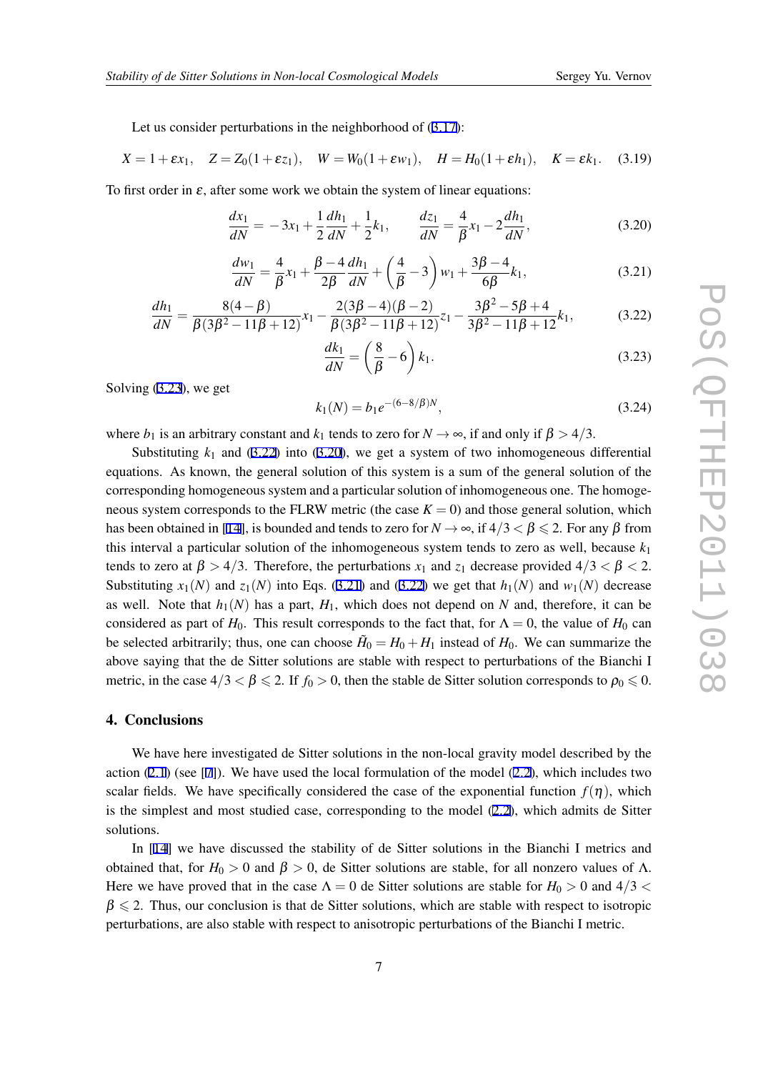Let us consider perturbations in the neighborhood of (3.17):

$$X = 1 + \varepsilon x_1, \quad Z = Z_0(1 + \varepsilon z_1), \quad W = W_0(1 + \varepsilon w_1), \quad H = H_0(1 + \varepsilon h_1), \quad K = \varepsilon k_1. \tag{3.19}$$

To first order in $\varepsilon$, after some work we obtain the system of linear equations:

$$\frac{dx_1}{dN} = -3x_1 + \frac{1}{2}\frac{dh_1}{dN} + \frac{1}{2}k_1, \qquad \frac{dz_1}{dN} = \frac{4}{\beta}x_1 - 2\frac{dh_1}{dN}, \tag{3.20}$$

$$\frac{dw_1}{dN} = \frac{4}{\beta}x_1 + \frac{\beta - 4}{2\beta}\frac{dh_1}{dN} + \left(\frac{4}{\beta} - 3\right)w_1 + \frac{3\beta - 4}{6\beta}k_1, \tag{3.21}$$

$$\frac{dh_1}{dN} = \frac{8(4-\beta)}{\beta(3\beta^2 - 11\beta + 12)}x_1 - \frac{2(3\beta - 4)(\beta - 2)}{\beta(3\beta^2 - 11\beta + 12)}z_1 - \frac{3\beta^2 - 5\beta + 4}{3\beta^2 - 11\beta + 12}k_1, \tag{3.22}$$

$$\frac{dk_1}{dN} = \left(\frac{8}{\beta} - 6\right)k_1. \tag{3.23}$$

Solving (3.23), we get

$$k_1(N) = b_1 e^{-(6 - 8/\beta)N}, \tag{3.24}$$

where $b_1$ is an arbitrary constant and $k_1$ tends to zero for $N \to \infty$, if and only if $\beta > 4/3$.

Substituting $k_1$ and (3.22) into (3.20), we get a system of two inhomogeneous differential equations. As known, the general solution of this system is a sum of the general solution of the corresponding homogeneous system and a particular solution of inhomogeneous one. The homogeneous system corresponds to the FLRW metric (the case $K = 0$) and those general solution, which has been obtained in [14], is bounded and tends to zero for $N \to \infty$, if $4/3 < \beta \leqslant 2$. For any $\beta$ from this interval a particular solution of the inhomogeneous system tends to zero as well, because $k_1$ tends to zero at $\beta > 4/3$. Therefore, the perturbations $x_1$ and $z_1$ decrease provided $4/3 < \beta < 2$. Substituting $x_1(N)$ and $z_1(N)$ into Eqs. (3.21) and (3.22) we get that $h_1(N)$ and $w_1(N)$ decrease as well. Note that $h_1(N)$ has a part, $H_1$, which does not depend on $N$ and, therefore, it can be considered as part of $H_0$. This result corresponds to the fact that, for $\Lambda = 0$, the value of $H_0$ can be selected arbitrarily; thus, one can choose $\tilde{H}_0 = H_0 + H_1$ instead of $H_0$. We can summarize the above saying that the de Sitter solutions are stable with respect to perturbations of the Bianchi I metric, in the case $4/3 < \beta \leqslant 2$. If $f_0 > 0$, then the stable de Sitter solution corresponds to $\rho_0 \leqslant 0$.

## 4. Conclusions

We have here investigated de Sitter solutions in the non-local gravity model described by the action (2.1) (see [7]). We have used the local formulation of the model (2.2), which includes two scalar fields. We have specifically considered the case of the exponential function $f(\eta)$, which is the simplest and most studied case, corresponding to the model (2.2), which admits de Sitter solutions.

In [14] we have discussed the stability of de Sitter solutions in the Bianchi I metrics and obtained that, for $H_0 > 0$ and $\beta > 0$, de Sitter solutions are stable, for all nonzero values of $\Lambda$. Here we have proved that in the case $\Lambda = 0$ de Sitter solutions are stable for $H_0 > 0$ and $4/3 < \beta \leqslant 2$. Thus, our conclusion is that de Sitter solutions, which are stable with respect to isotropic perturbations, are also stable with respect to anisotropic perturbations of the Bianchi I metric.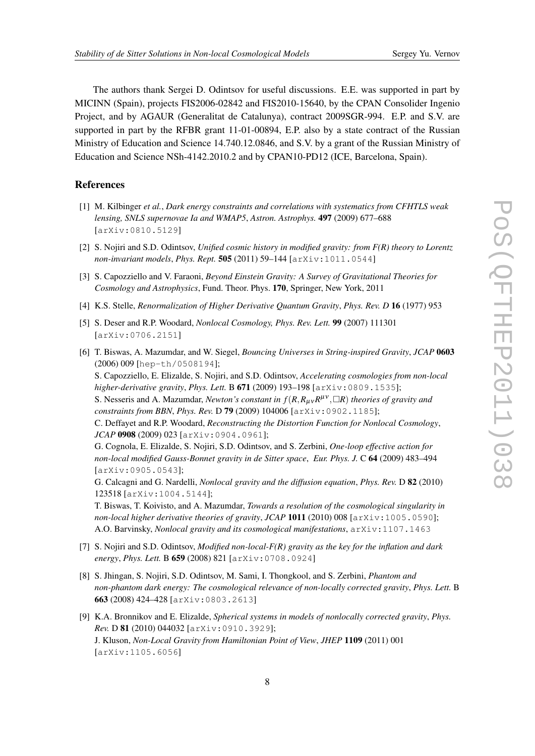The authors thank Sergei D. Odintsov for useful discussions. E.E. was supported in part by MICINN (Spain), projects FIS2006-02842 and FIS2010-15640, by the CPAN Consolider Ingenio Project, and by AGAUR (Generalitat de Catalunya), contract 2009SGR-994. E.P. and S.V. are supported in part by the RFBR grant 11-01-00894, E.P. also by a state contract of the Russian Ministry of Education and Science 14.740.12.0846, and S.V. by a grant of the Russian Ministry of Education and Science NSh-4142.2010.2 and by CPAN10-PD12 (ICE, Barcelona, Spain).

## References

[1] M. Kilbinger *et al.*, *Dark energy constraints and correlations with systematics from CFHTLS weak lensing, SNLS supernovae Ia and WMAP5*, *Astron. Astrophys.* **497** (2009) 677–688 [arXiv:0810.5129]

[2] S. Nojiri and S.D. Odintsov, *Unified cosmic history in modified gravity: from F(R) theory to Lorentz non-invariant models*, *Phys. Rept.* **505** (2011) 59–144 [arXiv:1011.0544]

[3] S. Capozziello and V. Faraoni, *Beyond Einstein Gravity: A Survey of Gravitational Theories for Cosmology and Astrophysics*, Fund. Theor. Phys. **170**, Springer, New York, 2011

[4] K.S. Stelle, *Renormalization of Higher Derivative Quantum Gravity*, *Phys. Rev. D* **16** (1977) 953

[5] S. Deser and R.P. Woodard, *Nonlocal Cosmology, Phys. Rev. Lett.* **99** (2007) 111301 [arXiv:0706.2151]

[6] T. Biswas, A. Mazumdar, and W. Siegel, *Bouncing Universes in String-inspired Gravity*, *JCAP* **0603** (2006) 009 [hep-th/0508194];
S. Capozziello, E. Elizalde, S. Nojiri, and S.D. Odintsov, *Accelerating cosmologies from non-local higher-derivative gravity*, *Phys. Lett.* B **671** (2009) 193–198 [arXiv:0809.1535];
S. Nesseris and A. Mazumdar, *Newton's constant in $f(R, R_{\mu\nu}R^{\mu\nu}, \Box R)$ theories of gravity and constraints from BBN*, *Phys. Rev.* D **79** (2009) 104006 [arXiv:0902.1185];
C. Deffayet and R.P. Woodard, *Reconstructing the Distortion Function for Nonlocal Cosmology*, *JCAP* **0908** (2009) 023 [arXiv:0904.0961];
G. Cognola, E. Elizalde, S. Nojiri, S.D. Odintsov, and S. Zerbini, *One-loop effective action for non-local modified Gauss-Bonnet gravity in de Sitter space*, *Eur. Phys. J.* C **64** (2009) 483–494 [arXiv:0905.0543];
G. Calcagni and G. Nardelli, *Nonlocal gravity and the diffusion equation*, *Phys. Rev.* D **82** (2010) 123518 [arXiv:1004.5144];
T. Biswas, T. Koivisto, and A. Mazumdar, *Towards a resolution of the cosmological singularity in non-local higher derivative theories of gravity*, *JCAP* **1011** (2010) 008 [arXiv:1005.0590];
A.O. Barvinsky, *Nonlocal gravity and its cosmological manifestations*, arXiv:1107.1463

[7] S. Nojiri and S.D. Odintsov, *Modified non-local-F(R) gravity as the key for the inflation and dark energy*, *Phys. Lett.* B **659** (2008) 821 [arXiv:0708.0924]

[8] S. Jhingan, S. Nojiri, S.D. Odintsov, M. Sami, I. Thongkool, and S. Zerbini, *Phantom and non-phantom dark energy: The cosmological relevance of non-locally corrected gravity*, *Phys. Lett.* B **663** (2008) 424–428 [arXiv:0803.2613]

[9] K.A. Bronnikov and E. Elizalde, *Spherical systems in models of nonlocally corrected gravity*, *Phys. Rev.* D **81** (2010) 044032 [arXiv:0910.3929];
J. Kluson, *Non-Local Gravity from Hamiltonian Point of View*, *JHEP* **1109** (2011) 001 [arXiv:1105.6056]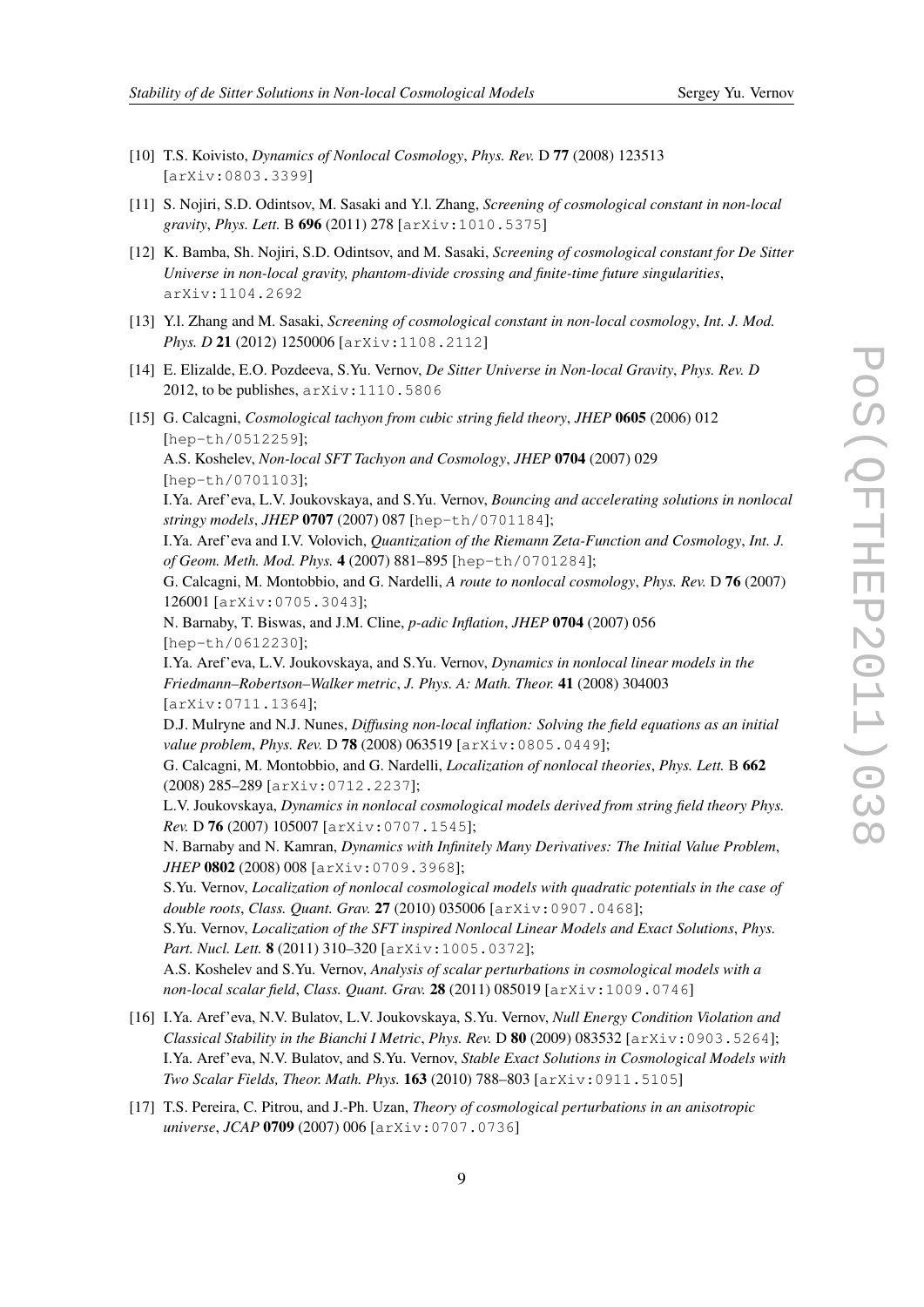[10] T.S. Koivisto, *Dynamics of Nonlocal Cosmology*, *Phys. Rev.* D **77** (2008) 123513 [arXiv:0803.3399]

[11] S. Nojiri, S.D. Odintsov, M. Sasaki and Y.l. Zhang, *Screening of cosmological constant in non-local gravity*, *Phys. Lett.* B **696** (2011) 278 [arXiv:1010.5375]

[12] K. Bamba, Sh. Nojiri, S.D. Odintsov, and M. Sasaki, *Screening of cosmological constant for De Sitter Universe in non-local gravity, phantom-divide crossing and finite-time future singularities*, arXiv:1104.2692

[13] Y.l. Zhang and M. Sasaki, *Screening of cosmological constant in non-local cosmology*, *Int. J. Mod. Phys. D* **21** (2012) 1250006 [arXiv:1108.2112]

[14] E. Elizalde, E.O. Pozdeeva, S.Yu. Vernov, *De Sitter Universe in Non-local Gravity*, *Phys. Rev. D* 2012, to be publishes, arXiv:1110.5806

[15] G. Calcagni, *Cosmological tachyon from cubic string field theory*, *JHEP* **0605** (2006) 012 [hep-th/0512259];
A.S. Koshelev, *Non-local SFT Tachyon and Cosmology*, *JHEP* **0704** (2007) 029 [hep-th/0701103];
I.Ya. Aref'eva, L.V. Joukovskaya, and S.Yu. Vernov, *Bouncing and accelerating solutions in nonlocal stringy models*, *JHEP* **0707** (2007) 087 [hep-th/0701184];
I.Ya. Aref'eva and I.V. Volovich, *Quantization of the Riemann Zeta-Function and Cosmology*, *Int. J. of Geom. Meth. Mod. Phys.* **4** (2007) 881–895 [hep-th/0701284];
G. Calcagni, M. Montobbio, and G. Nardelli, *A route to nonlocal cosmology*, *Phys. Rev.* D **76** (2007) 126001 [arXiv:0705.3043];
N. Barnaby, T. Biswas, and J.M. Cline, *p-adic Inflation*, *JHEP* **0704** (2007) 056 [hep-th/0612230];
I.Ya. Aref'eva, L.V. Joukovskaya, and S.Yu. Vernov, *Dynamics in nonlocal linear models in the Friedmann–Robertson–Walker metric*, *J. Phys. A: Math. Theor.* **41** (2008) 304003 [arXiv:0711.1364];
D.J. Mulryne and N.J. Nunes, *Diffusing non-local inflation: Solving the field equations as an initial value problem*, *Phys. Rev.* D **78** (2008) 063519 [arXiv:0805.0449];
G. Calcagni, M. Montobbio, and G. Nardelli, *Localization of nonlocal theories*, *Phys. Lett.* B **662** (2008) 285–289 [arXiv:0712.2237];
L.V. Joukovskaya, *Dynamics in nonlocal cosmological models derived from string field theory Phys. Rev.* D **76** (2007) 105007 [arXiv:0707.1545];
N. Barnaby and N. Kamran, *Dynamics with Infinitely Many Derivatives: The Initial Value Problem*, *JHEP* **0802** (2008) 008 [arXiv:0709.3968];
S.Yu. Vernov, *Localization of nonlocal cosmological models with quadratic potentials in the case of double roots*, *Class. Quant. Grav.* **27** (2010) 035006 [arXiv:0907.0468];
S.Yu. Vernov, *Localization of the SFT inspired Nonlocal Linear Models and Exact Solutions*, *Phys. Part. Nucl. Lett.* **8** (2011) 310–320 [arXiv:1005.0372];
A.S. Koshelev and S.Yu. Vernov, *Analysis of scalar perturbations in cosmological models with a non-local scalar field*, *Class. Quant. Grav.* **28** (2011) 085019 [arXiv:1009.0746]

[16] I.Ya. Aref'eva, N.V. Bulatov, L.V. Joukovskaya, S.Yu. Vernov, *Null Energy Condition Violation and Classical Stability in the Bianchi I Metric*, *Phys. Rev.* D **80** (2009) 083532 [arXiv:0903.5264];
I.Ya. Aref'eva, N.V. Bulatov, and S.Yu. Vernov, *Stable Exact Solutions in Cosmological Models with Two Scalar Fields, Theor. Math. Phys.* **163** (2010) 788–803 [arXiv:0911.5105]

[17] T.S. Pereira, C. Pitrou, and J.-Ph. Uzan, *Theory of cosmological perturbations in an anisotropic universe*, *JCAP* **0709** (2007) 006 [arXiv:0707.0736]